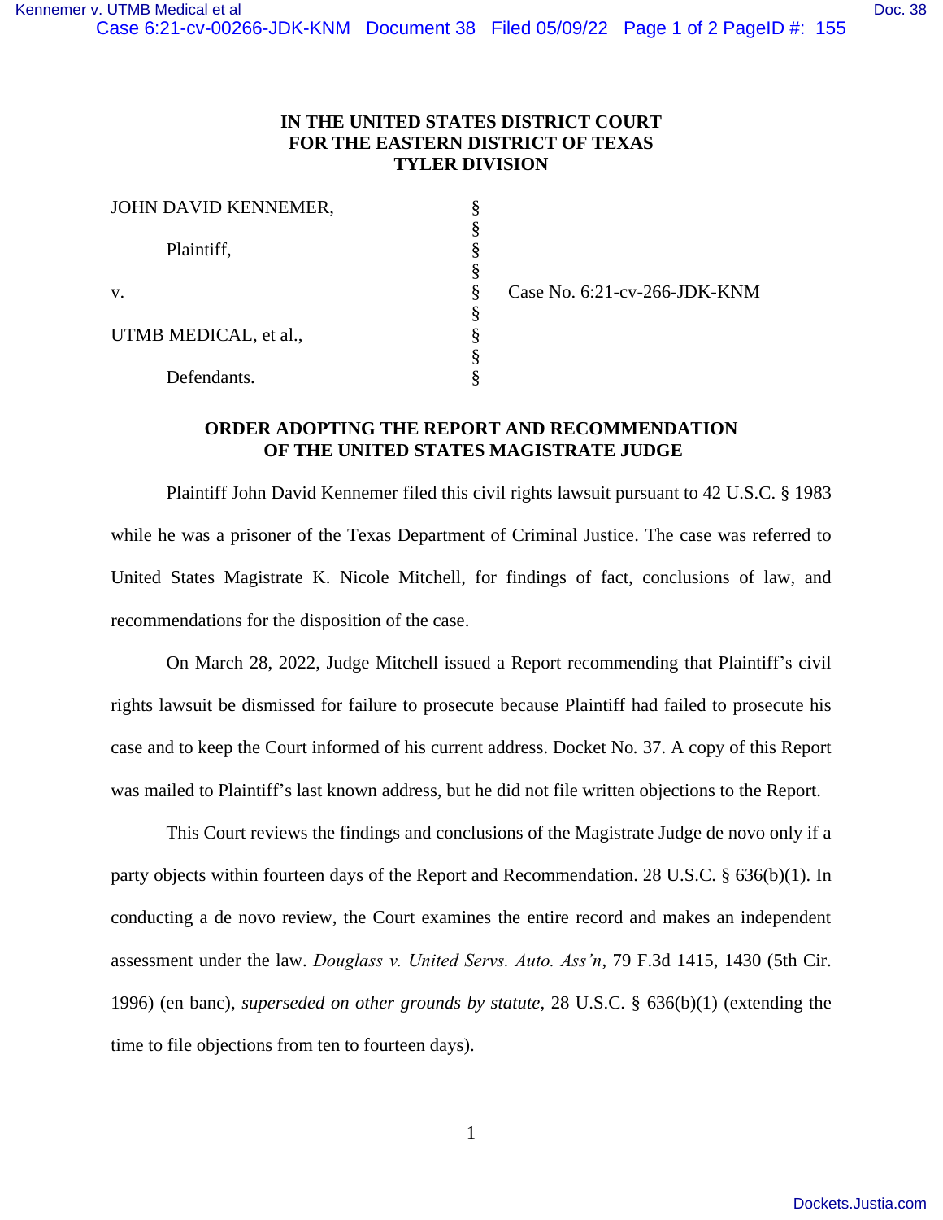# IN THE UNITED STATES DISTRICT COURT
# FOR THE EASTERN DISTRICT OF TEXAS
# TYLER DIVISION

| | | |
|---|---|---|
| JOHN DAVID KENNEMER, | § | |
| | § | |
| Plaintiff, | § | |
| | § | |
| v. | § | Case No. 6:21-cv-266-JDK-KNM |
| | § | |
| UTMB MEDICAL, et al., | § | |
| | § | |
| Defendants. | § | |

## ORDER ADOPTING THE REPORT AND RECOMMENDATION OF THE UNITED STATES MAGISTRATE JUDGE

Plaintiff John David Kennemer filed this civil rights lawsuit pursuant to 42 U.S.C. § 1983 while he was a prisoner of the Texas Department of Criminal Justice. The case was referred to United States Magistrate K. Nicole Mitchell, for findings of fact, conclusions of law, and recommendations for the disposition of the case.

On March 28, 2022, Judge Mitchell issued a Report recommending that Plaintiff's civil rights lawsuit be dismissed for failure to prosecute because Plaintiff had failed to prosecute his case and to keep the Court informed of his current address. Docket No. 37. A copy of this Report was mailed to Plaintiff's last known address, but he did not file written objections to the Report.

This Court reviews the findings and conclusions of the Magistrate Judge de novo only if a party objects within fourteen days of the Report and Recommendation. 28 U.S.C. § 636(b)(1). In conducting a de novo review, the Court examines the entire record and makes an independent assessment under the law. *Douglass v. United Servs. Auto. Ass'n*, 79 F.3d 1415, 1430 (5th Cir. 1996) (en banc), *superseded on other grounds by statute*, 28 U.S.C. § 636(b)(1) (extending the time to file objections from ten to fourteen days).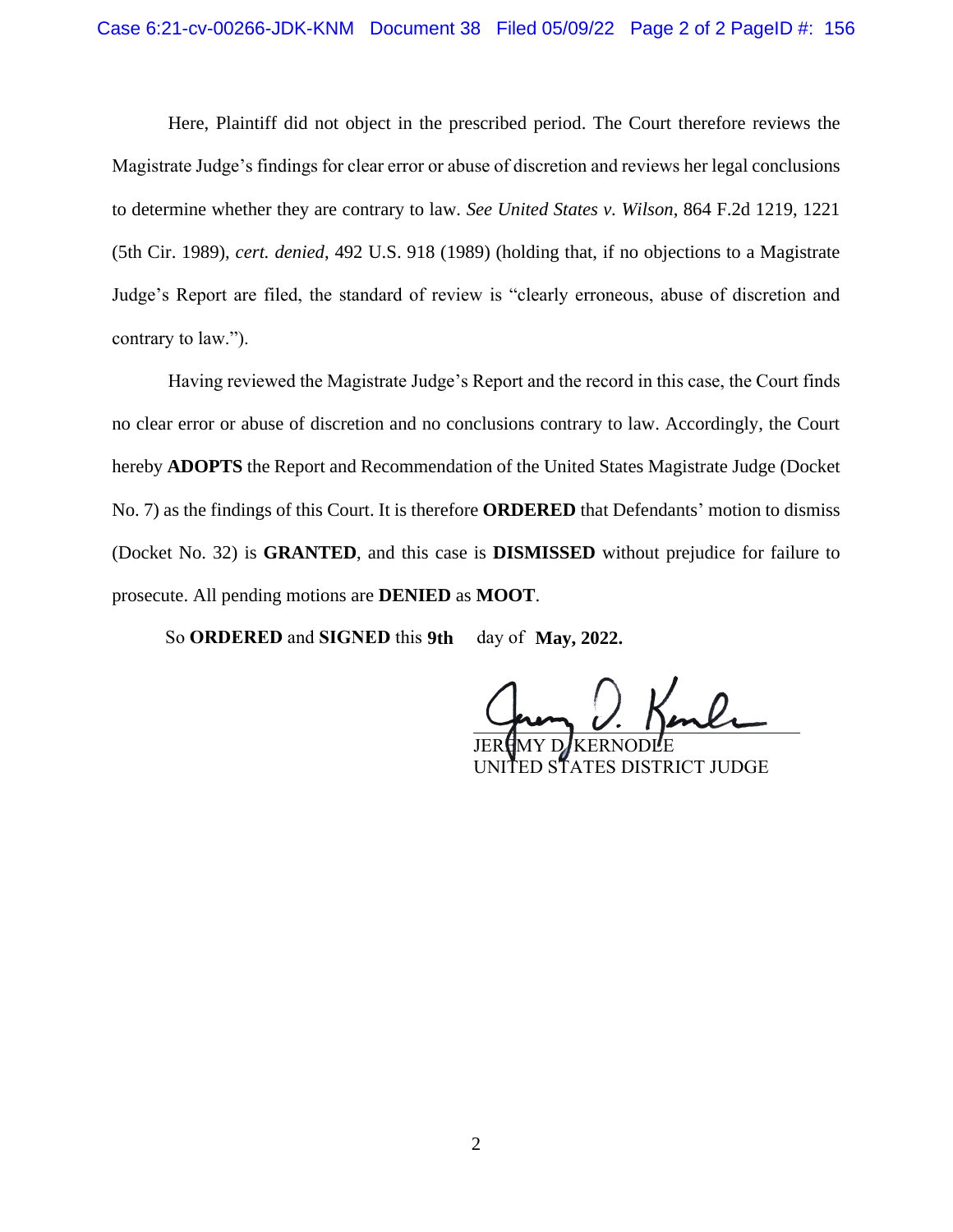Here, Plaintiff did not object in the prescribed period. The Court therefore reviews the Magistrate Judge's findings for clear error or abuse of discretion and reviews her legal conclusions to determine whether they are contrary to law. *See United States v. Wilson*, 864 F.2d 1219, 1221 (5th Cir. 1989), *cert. denied*, 492 U.S. 918 (1989) (holding that, if no objections to a Magistrate Judge's Report are filed, the standard of review is "clearly erroneous, abuse of discretion and contrary to law.").

Having reviewed the Magistrate Judge's Report and the record in this case, the Court finds no clear error or abuse of discretion and no conclusions contrary to law. Accordingly, the Court hereby **ADOPTS** the Report and Recommendation of the United States Magistrate Judge (Docket No. 7) as the findings of this Court. It is therefore **ORDERED** that Defendants' motion to dismiss (Docket No. 32) is **GRANTED**, and this case is **DISMISSED** without prejudice for failure to prosecute. All pending motions are **DENIED** as **MOOT**.

So **ORDERED** and **SIGNED** this **9th** day of **May, 2022.**

JEREMY D. KERNODLE
UNITED STATES DISTRICT JUDGE